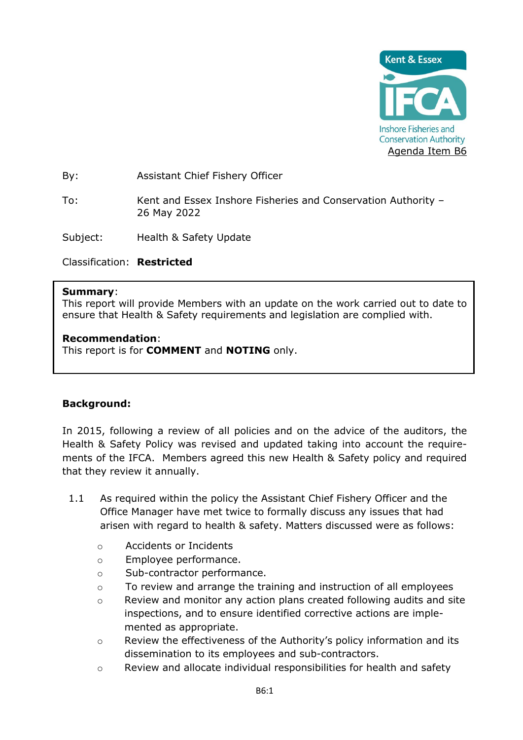Kent & Essex IFCA Inshore Fisheries and Conservation Authority

Agenda Item B6

By: Assistant Chief Fishery Officer

To: Kent and Essex Inshore Fisheries and Conservation Authority – 26 May 2022

Subject: Health & Safety Update

Classification: **Restricted**

**Summary**:
This report will provide Members with an update on the work carried out to date to ensure that Health & Safety requirements and legislation are complied with.

**Recommendation**:
This report is for **COMMENT** and **NOTING** only.

**Background:**

In 2015, following a review of all policies and on the advice of the auditors, the Health & Safety Policy was revised and updated taking into account the requirements of the IFCA. Members agreed this new Health & Safety policy and required that they review it annually.

1.1 As required within the policy the Assistant Chief Fishery Officer and the Office Manager have met twice to formally discuss any issues that had arisen with regard to health & safety. Matters discussed were as follows:

- Accidents or Incidents
- Employee performance.
- Sub-contractor performance.
- To review and arrange the training and instruction of all employees
- Review and monitor any action plans created following audits and site inspections, and to ensure identified corrective actions are implemented as appropriate.
- Review the effectiveness of the Authority's policy information and its dissemination to its employees and sub-contractors.
- Review and allocate individual responsibilities for health and safety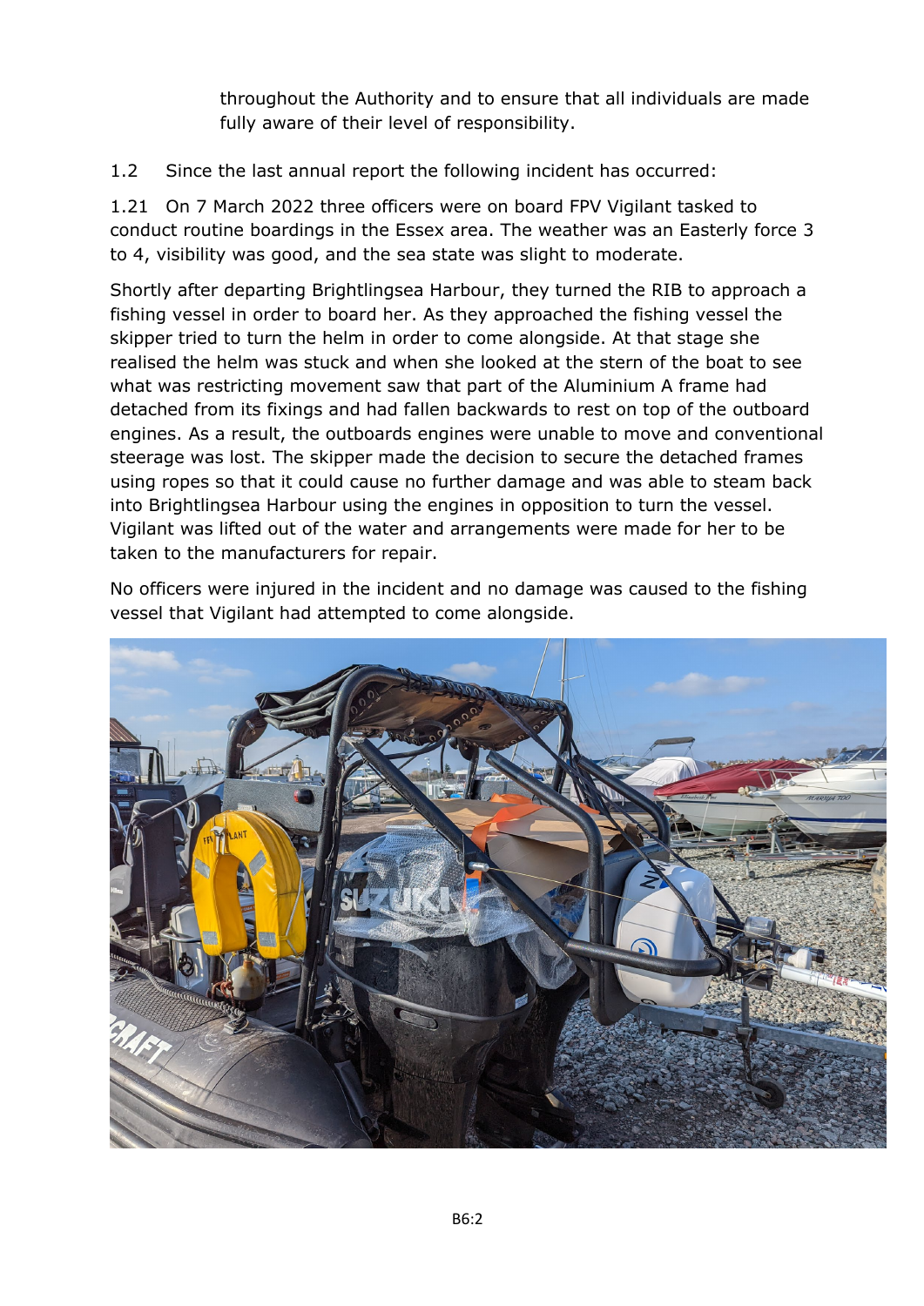throughout the Authority and to ensure that all individuals are made fully aware of their level of responsibility.

1.2 Since the last annual report the following incident has occurred:

1.21 On 7 March 2022 three officers were on board FPV Vigilant tasked to conduct routine boardings in the Essex area. The weather was an Easterly force 3 to 4, visibility was good, and the sea state was slight to moderate.

Shortly after departing Brightlingsea Harbour, they turned the RIB to approach a fishing vessel in order to board her. As they approached the fishing vessel the skipper tried to turn the helm in order to come alongside. At that stage she realised the helm was stuck and when she looked at the stern of the boat to see what was restricting movement saw that part of the Aluminium A frame had detached from its fixings and had fallen backwards to rest on top of the outboard engines. As a result, the outboards engines were unable to move and conventional steerage was lost. The skipper made the decision to secure the detached frames using ropes so that it could cause no further damage and was able to steam back into Brightlingsea Harbour using the engines in opposition to turn the vessel. Vigilant was lifted out of the water and arrangements were made for her to be taken to the manufacturers for repair.

No officers were injured in the incident and no damage was caused to the fishing vessel that Vigilant had attempted to come alongside.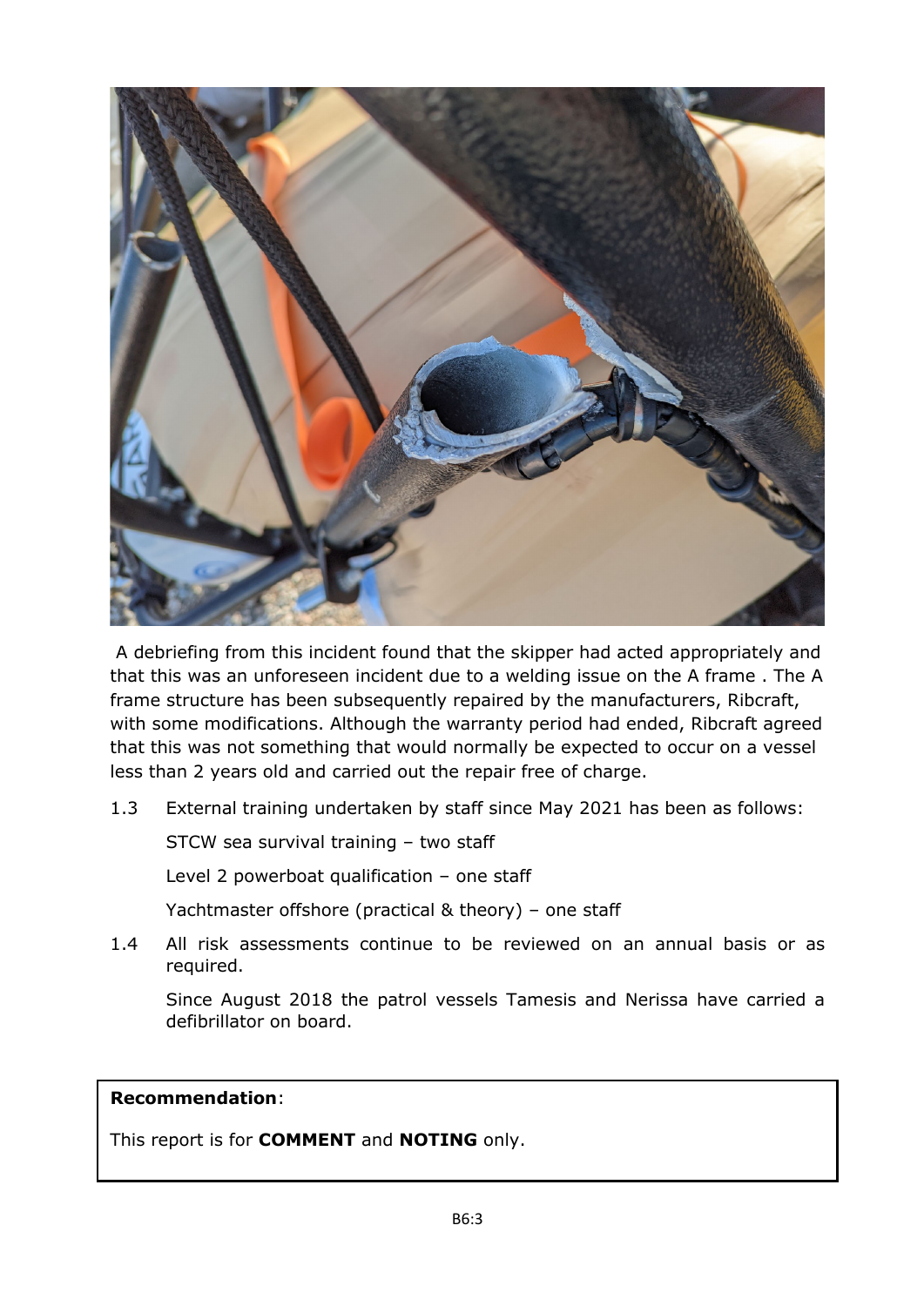A debriefing from this incident found that the skipper had acted appropriately and that this was an unforeseen incident due to a welding issue on the A frame . The A frame structure has been subsequently repaired by the manufacturers, Ribcraft, with some modifications. Although the warranty period had ended, Ribcraft agreed that this was not something that would normally be expected to occur on a vessel less than 2 years old and carried out the repair free of charge.

1.3 External training undertaken by staff since May 2021 has been as follows:

STCW sea survival training – two staff

Level 2 powerboat qualification – one staff

Yachtmaster offshore (practical & theory) – one staff

1.4 All risk assessments continue to be reviewed on an annual basis or as required.

Since August 2018 the patrol vessels Tamesis and Nerissa have carried a defibrillator on board.

**Recommendation**:

This report is for **COMMENT** and **NOTING** only.